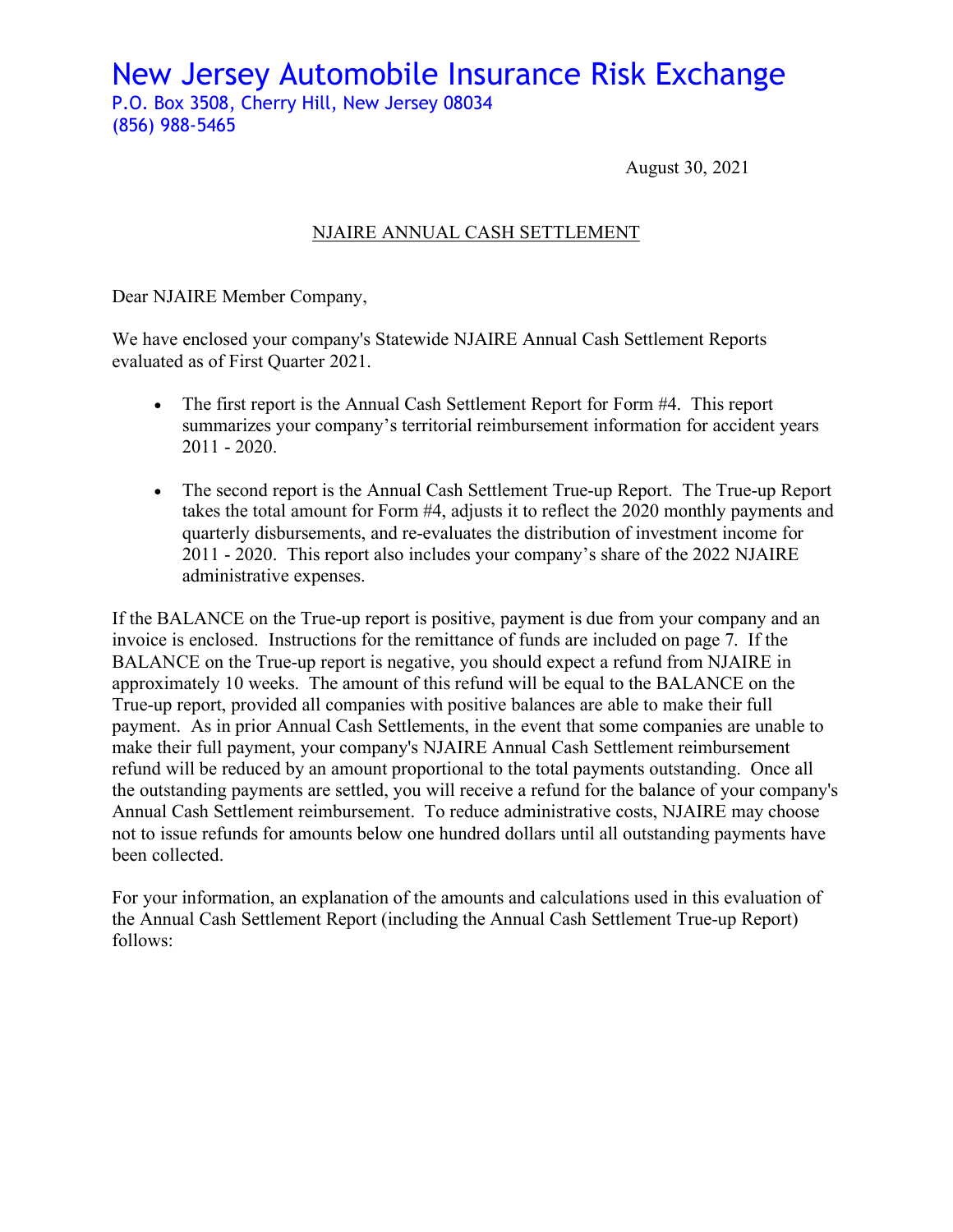# New Jersey Automobile Insurance Risk Exchange

P.O. Box 3508, Cherry Hill, New Jersey 08034
(856) 988-5465

August 30, 2021

## NJAIRE ANNUAL CASH SETTLEMENT

Dear NJAIRE Member Company,

We have enclosed your company's Statewide NJAIRE Annual Cash Settlement Reports evaluated as of First Quarter 2021.

- The first report is the Annual Cash Settlement Report for Form #4. This report summarizes your company's territorial reimbursement information for accident years 2011 - 2020.
- The second report is the Annual Cash Settlement True-up Report. The True-up Report takes the total amount for Form #4, adjusts it to reflect the 2020 monthly payments and quarterly disbursements, and re-evaluates the distribution of investment income for 2011 - 2020. This report also includes your company's share of the 2022 NJAIRE administrative expenses.

If the BALANCE on the True-up report is positive, payment is due from your company and an invoice is enclosed. Instructions for the remittance of funds are included on page 7. If the BALANCE on the True-up report is negative, you should expect a refund from NJAIRE in approximately 10 weeks. The amount of this refund will be equal to the BALANCE on the True-up report, provided all companies with positive balances are able to make their full payment. As in prior Annual Cash Settlements, in the event that some companies are unable to make their full payment, your company's NJAIRE Annual Cash Settlement reimbursement refund will be reduced by an amount proportional to the total payments outstanding. Once all the outstanding payments are settled, you will receive a refund for the balance of your company's Annual Cash Settlement reimbursement. To reduce administrative costs, NJAIRE may choose not to issue refunds for amounts below one hundred dollars until all outstanding payments have been collected.

For your information, an explanation of the amounts and calculations used in this evaluation of the Annual Cash Settlement Report (including the Annual Cash Settlement True-up Report) follows: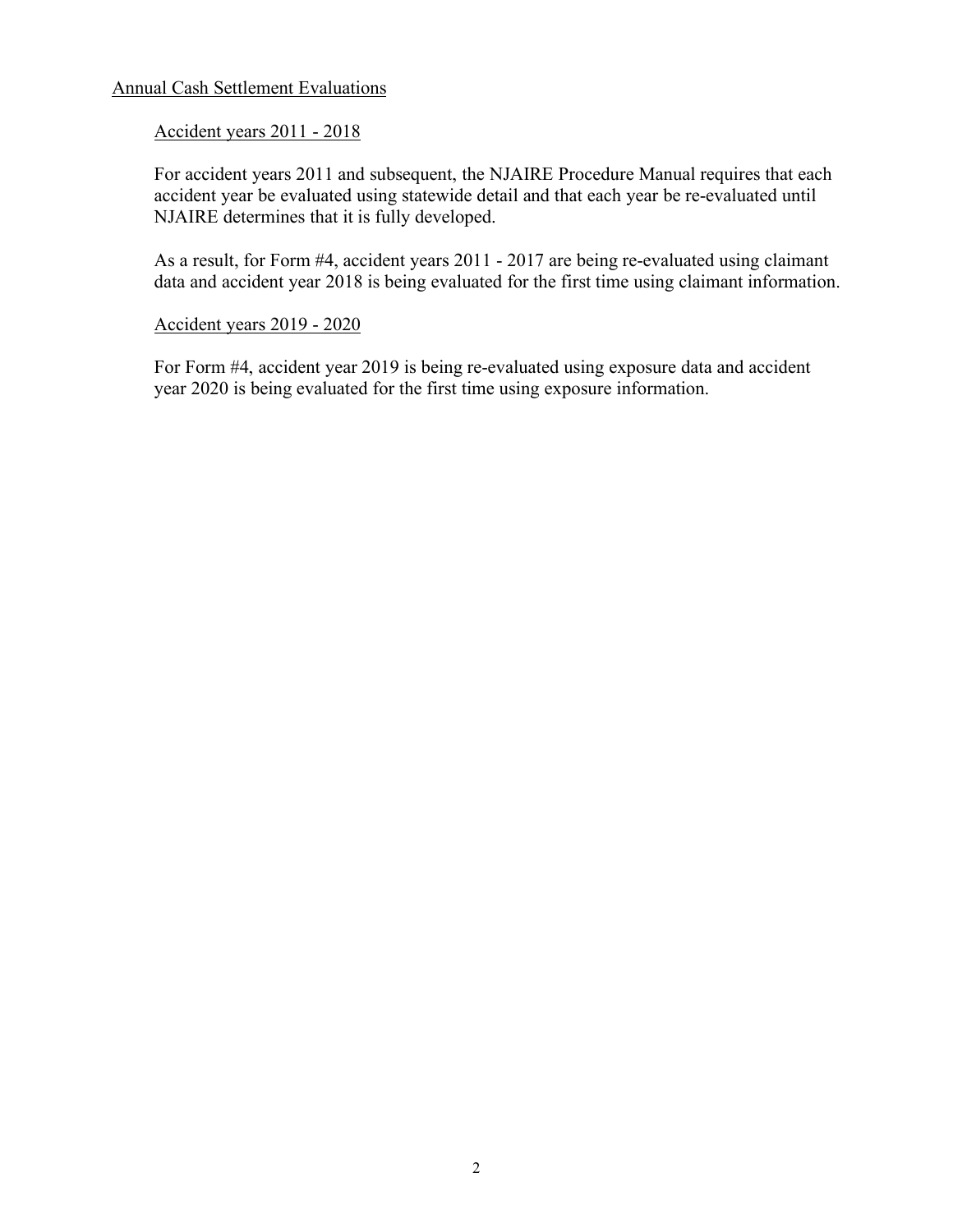## Annual Cash Settlement Evaluations

### Accident years 2011 - 2018

For accident years 2011 and subsequent, the NJAIRE Procedure Manual requires that each accident year be evaluated using statewide detail and that each year be re-evaluated until NJAIRE determines that it is fully developed.

As a result, for Form #4, accident years 2011 - 2017 are being re-evaluated using claimant data and accident year 2018 is being evaluated for the first time using claimant information.

### Accident years 2019 - 2020

For Form #4, accident year 2019 is being re-evaluated using exposure data and accident year 2020 is being evaluated for the first time using exposure information.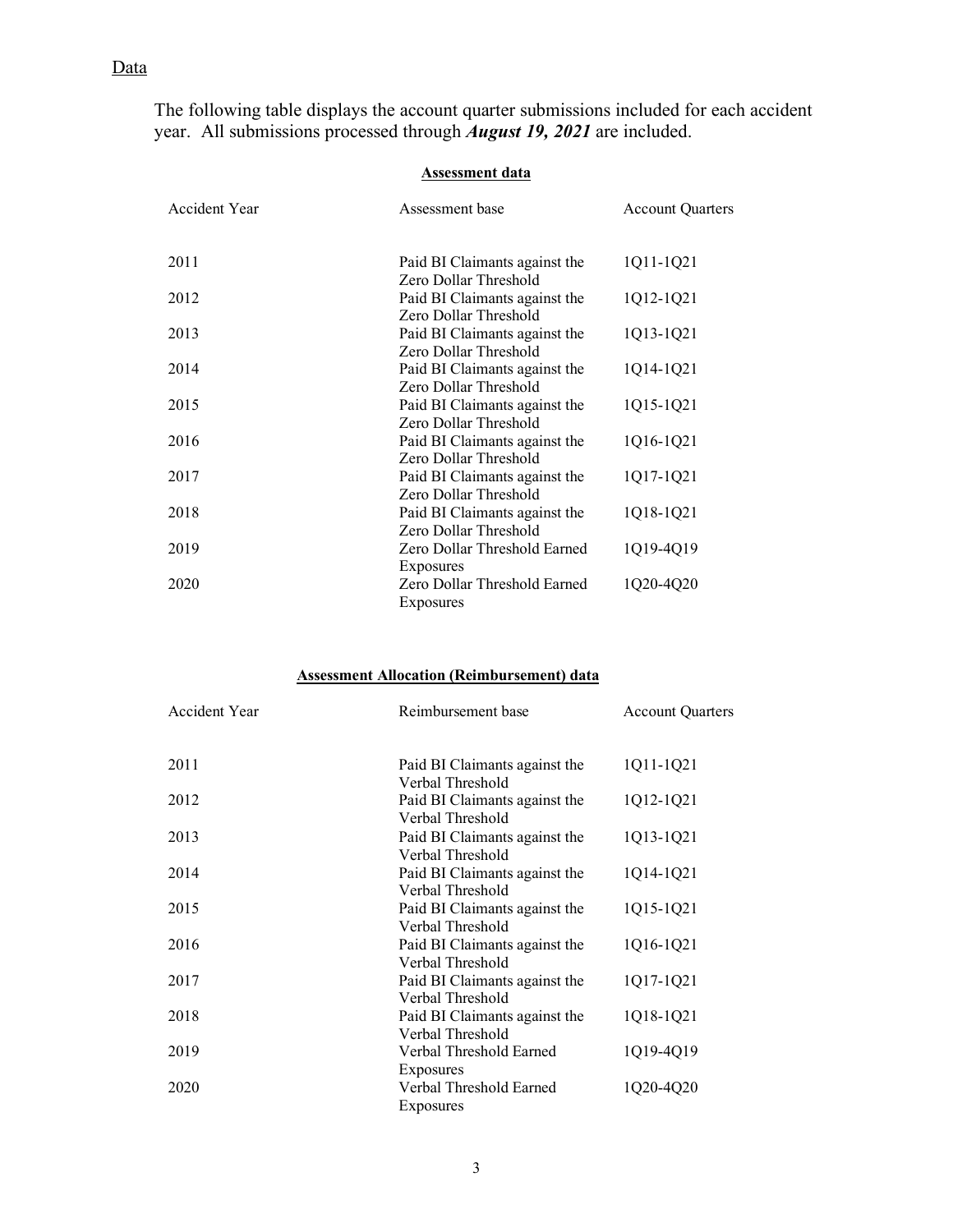Data

The following table displays the account quarter submissions included for each accident year. All submissions processed through ***August 19, 2021*** are included.

**Assessment data**

| Accident Year | Assessment base | Account Quarters |
|---|---|---|
| 2011 | Paid BI Claimants against the Zero Dollar Threshold | 1Q11-1Q21 |
| 2012 | Paid BI Claimants against the Zero Dollar Threshold | 1Q12-1Q21 |
| 2013 | Paid BI Claimants against the Zero Dollar Threshold | 1Q13-1Q21 |
| 2014 | Paid BI Claimants against the Zero Dollar Threshold | 1Q14-1Q21 |
| 2015 | Paid BI Claimants against the Zero Dollar Threshold | 1Q15-1Q21 |
| 2016 | Paid BI Claimants against the Zero Dollar Threshold | 1Q16-1Q21 |
| 2017 | Paid BI Claimants against the Zero Dollar Threshold | 1Q17-1Q21 |
| 2018 | Paid BI Claimants against the Zero Dollar Threshold | 1Q18-1Q21 |
| 2019 | Zero Dollar Threshold Earned Exposures | 1Q19-4Q19 |
| 2020 | Zero Dollar Threshold Earned Exposures | 1Q20-4Q20 |

**Assessment Allocation (Reimbursement) data**

| Accident Year | Reimbursement base | Account Quarters |
|---|---|---|
| 2011 | Paid BI Claimants against the Verbal Threshold | 1Q11-1Q21 |
| 2012 | Paid BI Claimants against the Verbal Threshold | 1Q12-1Q21 |
| 2013 | Paid BI Claimants against the Verbal Threshold | 1Q13-1Q21 |
| 2014 | Paid BI Claimants against the Verbal Threshold | 1Q14-1Q21 |
| 2015 | Paid BI Claimants against the Verbal Threshold | 1Q15-1Q21 |
| 2016 | Paid BI Claimants against the Verbal Threshold | 1Q16-1Q21 |
| 2017 | Paid BI Claimants against the Verbal Threshold | 1Q17-1Q21 |
| 2018 | Paid BI Claimants against the Verbal Threshold | 1Q18-1Q21 |
| 2019 | Verbal Threshold Earned Exposures | 1Q19-4Q19 |
| 2020 | Verbal Threshold Earned Exposures | 1Q20-4Q20 |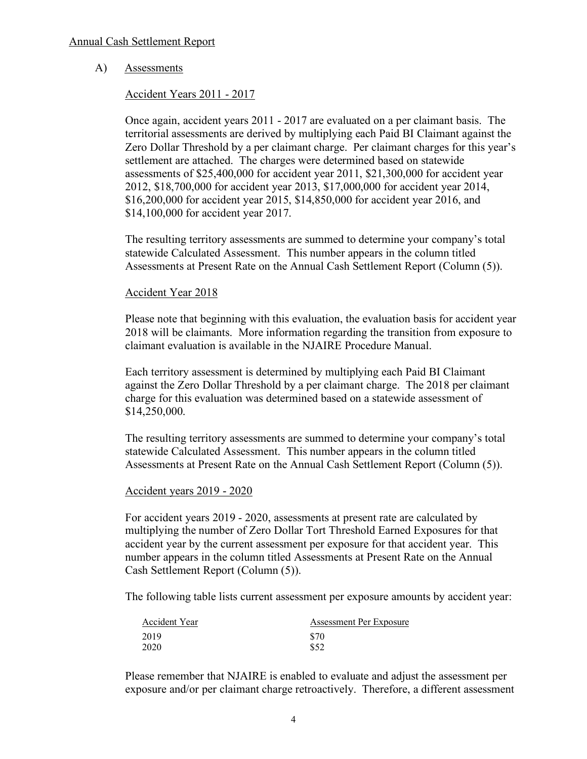Annual Cash Settlement Report

A) Assessments

Accident Years 2011 - 2017

Once again, accident years 2011 - 2017 are evaluated on a per claimant basis. The territorial assessments are derived by multiplying each Paid BI Claimant against the Zero Dollar Threshold by a per claimant charge. Per claimant charges for this year's settlement are attached. The charges were determined based on statewide assessments of $25,400,000 for accident year 2011, $21,300,000 for accident year 2012, $18,700,000 for accident year 2013, $17,000,000 for accident year 2014, $16,200,000 for accident year 2015, $14,850,000 for accident year 2016, and $14,100,000 for accident year 2017.

The resulting territory assessments are summed to determine your company's total statewide Calculated Assessment. This number appears in the column titled Assessments at Present Rate on the Annual Cash Settlement Report (Column (5)).

Accident Year 2018

Please note that beginning with this evaluation, the evaluation basis for accident year 2018 will be claimants. More information regarding the transition from exposure to claimant evaluation is available in the NJAIRE Procedure Manual.

Each territory assessment is determined by multiplying each Paid BI Claimant against the Zero Dollar Threshold by a per claimant charge. The 2018 per claimant charge for this evaluation was determined based on a statewide assessment of $14,250,000.

The resulting territory assessments are summed to determine your company's total statewide Calculated Assessment. This number appears in the column titled Assessments at Present Rate on the Annual Cash Settlement Report (Column (5)).

Accident years 2019 - 2020

For accident years 2019 - 2020, assessments at present rate are calculated by multiplying the number of Zero Dollar Tort Threshold Earned Exposures for that accident year by the current assessment per exposure for that accident year. This number appears in the column titled Assessments at Present Rate on the Annual Cash Settlement Report (Column (5)).

The following table lists current assessment per exposure amounts by accident year:

| Accident Year | Assessment Per Exposure |
|---|---|
| 2019 | $70 |
| 2020 | $52 |

Please remember that NJAIRE is enabled to evaluate and adjust the assessment per exposure and/or per claimant charge retroactively. Therefore, a different assessment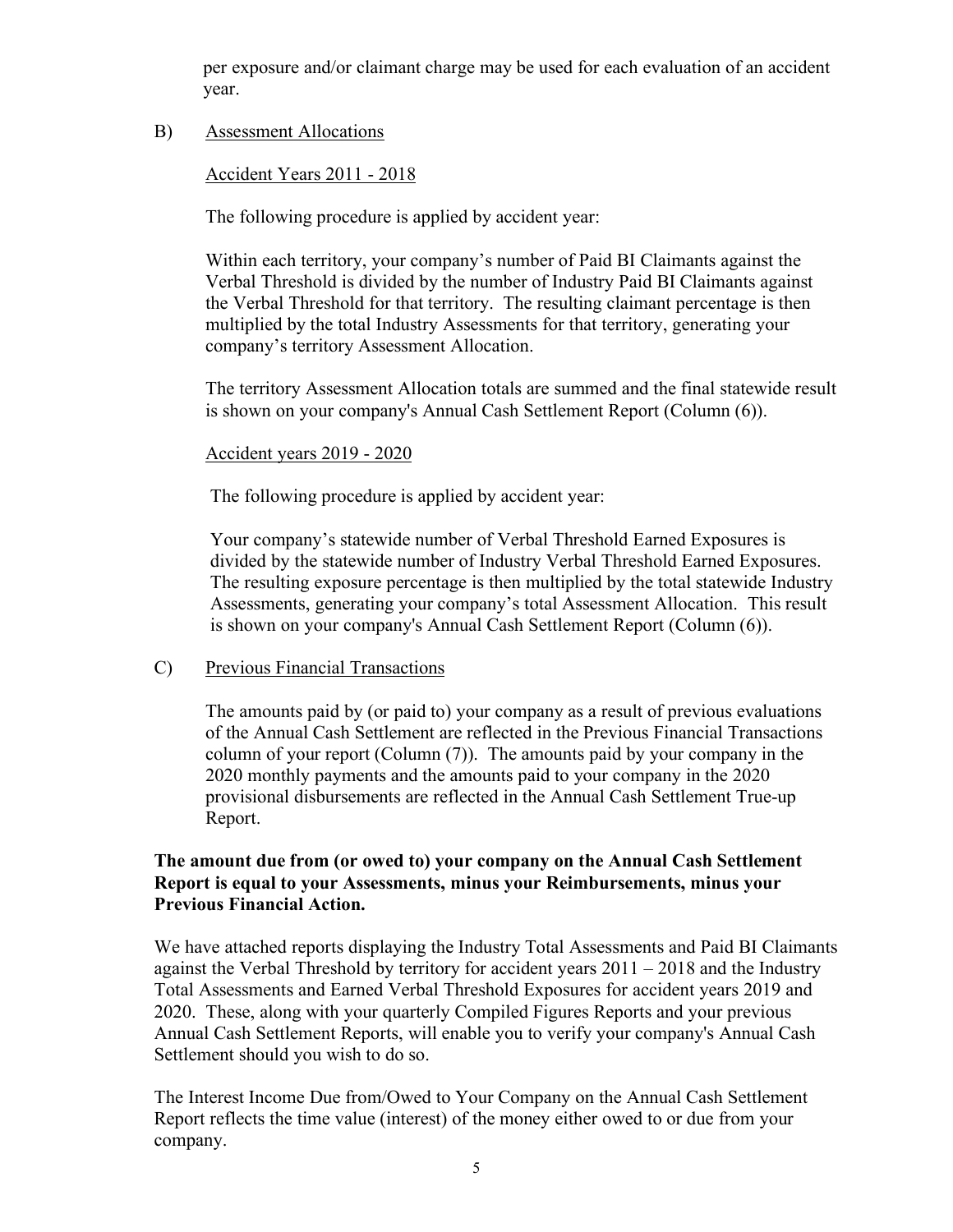per exposure and/or claimant charge may be used for each evaluation of an accident year.

B) <u>Assessment Allocations</u>

<u>Accident Years 2011 - 2018</u>

The following procedure is applied by accident year:

Within each territory, your company's number of Paid BI Claimants against the Verbal Threshold is divided by the number of Industry Paid BI Claimants against the Verbal Threshold for that territory. The resulting claimant percentage is then multiplied by the total Industry Assessments for that territory, generating your company's territory Assessment Allocation.

The territory Assessment Allocation totals are summed and the final statewide result is shown on your company's Annual Cash Settlement Report (Column (6)).

<u>Accident years 2019 - 2020</u>

The following procedure is applied by accident year:

Your company's statewide number of Verbal Threshold Earned Exposures is divided by the statewide number of Industry Verbal Threshold Earned Exposures. The resulting exposure percentage is then multiplied by the total statewide Industry Assessments, generating your company's total Assessment Allocation. This result is shown on your company's Annual Cash Settlement Report (Column (6)).

C) <u>Previous Financial Transactions</u>

The amounts paid by (or paid to) your company as a result of previous evaluations of the Annual Cash Settlement are reflected in the Previous Financial Transactions column of your report (Column (7)). The amounts paid by your company in the 2020 monthly payments and the amounts paid to your company in the 2020 provisional disbursements are reflected in the Annual Cash Settlement True-up Report.

**The amount due from (or owed to) your company on the Annual Cash Settlement Report is equal to your Assessments, minus your Reimbursements, minus your Previous Financial Action.**

We have attached reports displaying the Industry Total Assessments and Paid BI Claimants against the Verbal Threshold by territory for accident years 2011 – 2018 and the Industry Total Assessments and Earned Verbal Threshold Exposures for accident years 2019 and 2020. These, along with your quarterly Compiled Figures Reports and your previous Annual Cash Settlement Reports, will enable you to verify your company's Annual Cash Settlement should you wish to do so.

The Interest Income Due from/Owed to Your Company on the Annual Cash Settlement Report reflects the time value (interest) of the money either owed to or due from your company.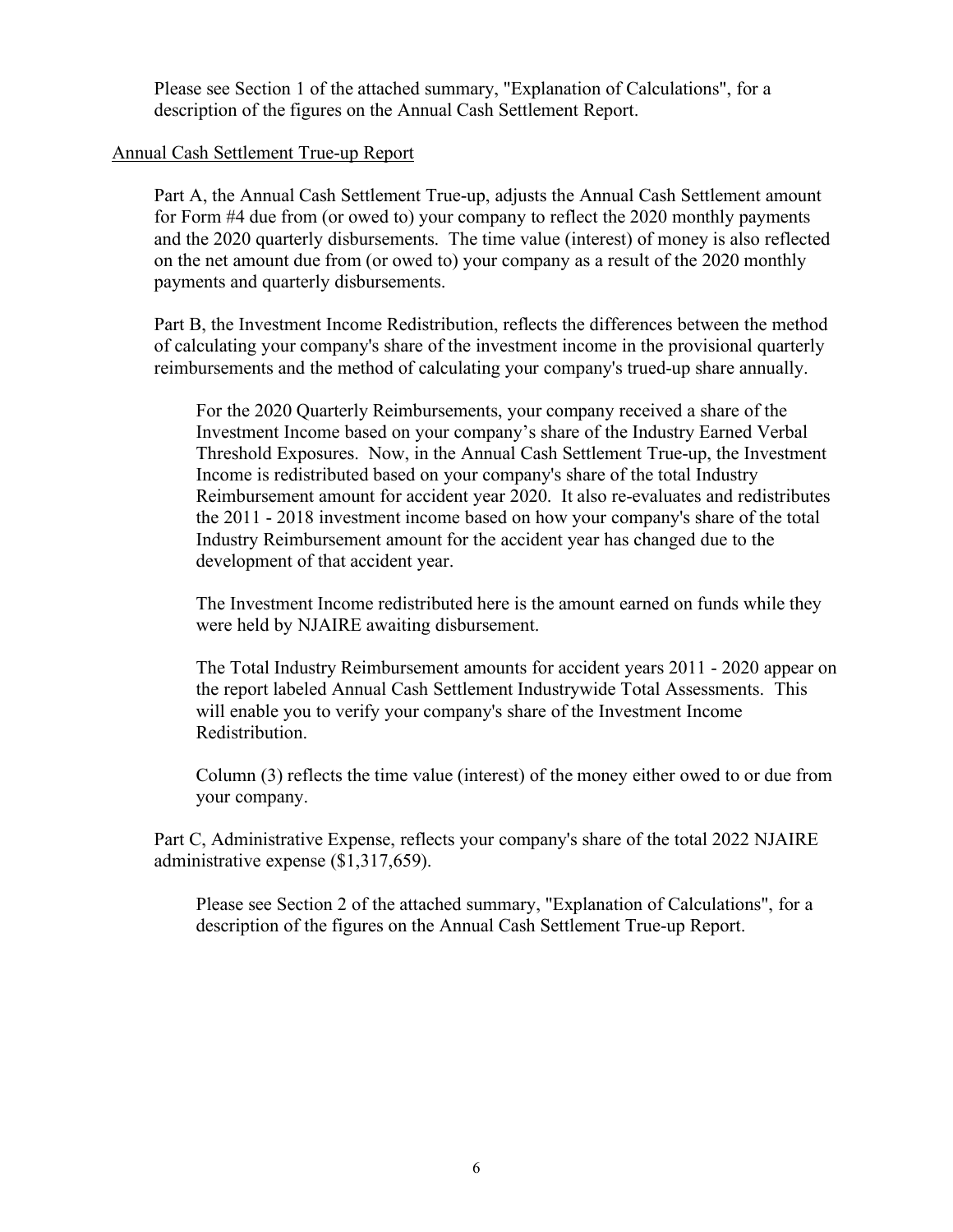Please see Section 1 of the attached summary, "Explanation of Calculations", for a description of the figures on the Annual Cash Settlement Report.

<u>Annual Cash Settlement True-up Report</u>

Part A, the Annual Cash Settlement True-up, adjusts the Annual Cash Settlement amount for Form #4 due from (or owed to) your company to reflect the 2020 monthly payments and the 2020 quarterly disbursements. The time value (interest) of money is also reflected on the net amount due from (or owed to) your company as a result of the 2020 monthly payments and quarterly disbursements.

Part B, the Investment Income Redistribution, reflects the differences between the method of calculating your company's share of the investment income in the provisional quarterly reimbursements and the method of calculating your company's trued-up share annually.

For the 2020 Quarterly Reimbursements, your company received a share of the Investment Income based on your company's share of the Industry Earned Verbal Threshold Exposures. Now, in the Annual Cash Settlement True-up, the Investment Income is redistributed based on your company's share of the total Industry Reimbursement amount for accident year 2020. It also re-evaluates and redistributes the 2011 - 2018 investment income based on how your company's share of the total Industry Reimbursement amount for the accident year has changed due to the development of that accident year.

The Investment Income redistributed here is the amount earned on funds while they were held by NJAIRE awaiting disbursement.

The Total Industry Reimbursement amounts for accident years 2011 - 2020 appear on the report labeled Annual Cash Settlement Industrywide Total Assessments. This will enable you to verify your company's share of the Investment Income Redistribution.

Column (3) reflects the time value (interest) of the money either owed to or due from your company.

Part C, Administrative Expense, reflects your company's share of the total 2022 NJAIRE administrative expense ($1,317,659).

Please see Section 2 of the attached summary, "Explanation of Calculations", for a description of the figures on the Annual Cash Settlement True-up Report.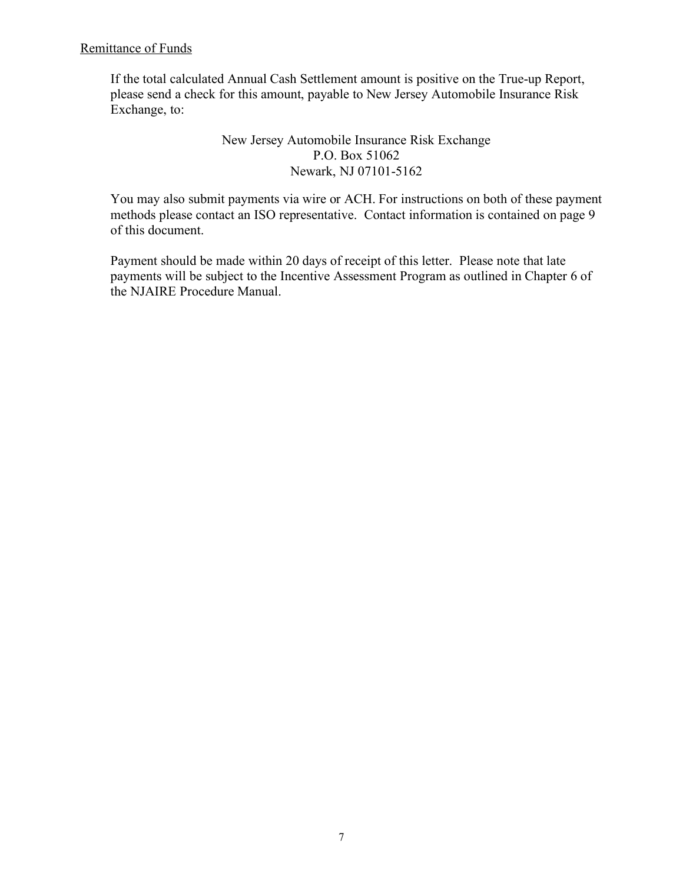Remittance of Funds

If the total calculated Annual Cash Settlement amount is positive on the True-up Report, please send a check for this amount, payable to New Jersey Automobile Insurance Risk Exchange, to:

New Jersey Automobile Insurance Risk Exchange
P.O. Box 51062
Newark, NJ 07101-5162

You may also submit payments via wire or ACH. For instructions on both of these payment methods please contact an ISO representative. Contact information is contained on page 9 of this document.

Payment should be made within 20 days of receipt of this letter. Please note that late payments will be subject to the Incentive Assessment Program as outlined in Chapter 6 of the NJAIRE Procedure Manual.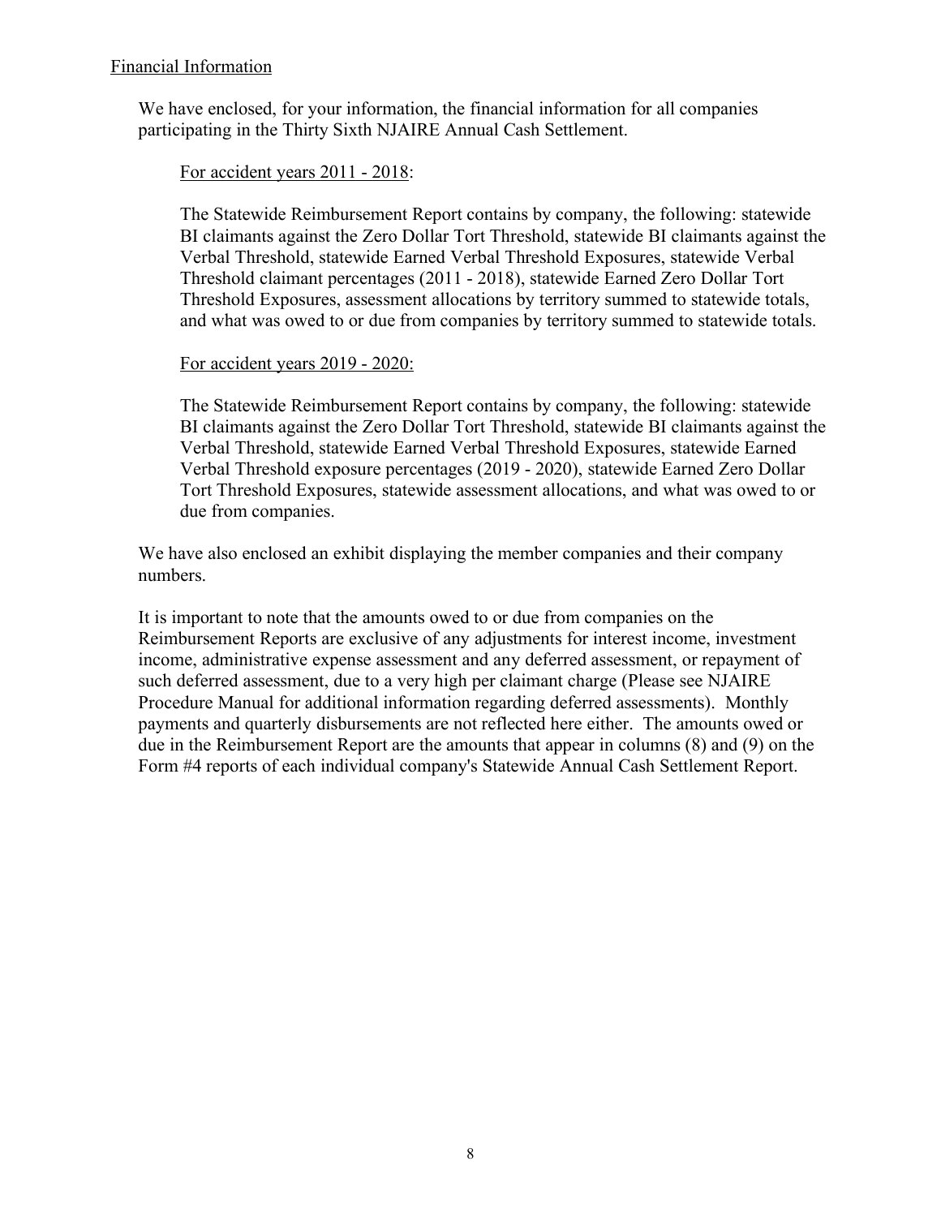## Financial Information

We have enclosed, for your information, the financial information for all companies participating in the Thirty Sixth NJAIRE Annual Cash Settlement.

For accident years 2011 - 2018:

The Statewide Reimbursement Report contains by company, the following: statewide BI claimants against the Zero Dollar Tort Threshold, statewide BI claimants against the Verbal Threshold, statewide Earned Verbal Threshold Exposures, statewide Verbal Threshold claimant percentages (2011 - 2018), statewide Earned Zero Dollar Tort Threshold Exposures, assessment allocations by territory summed to statewide totals, and what was owed to or due from companies by territory summed to statewide totals.

For accident years 2019 - 2020:

The Statewide Reimbursement Report contains by company, the following: statewide BI claimants against the Zero Dollar Tort Threshold, statewide BI claimants against the Verbal Threshold, statewide Earned Verbal Threshold Exposures, statewide Earned Verbal Threshold exposure percentages (2019 - 2020), statewide Earned Zero Dollar Tort Threshold Exposures, statewide assessment allocations, and what was owed to or due from companies.

We have also enclosed an exhibit displaying the member companies and their company numbers.

It is important to note that the amounts owed to or due from companies on the Reimbursement Reports are exclusive of any adjustments for interest income, investment income, administrative expense assessment and any deferred assessment, or repayment of such deferred assessment, due to a very high per claimant charge (Please see NJAIRE Procedure Manual for additional information regarding deferred assessments). Monthly payments and quarterly disbursements are not reflected here either. The amounts owed or due in the Reimbursement Report are the amounts that appear in columns (8) and (9) on the Form #4 reports of each individual company's Statewide Annual Cash Settlement Report.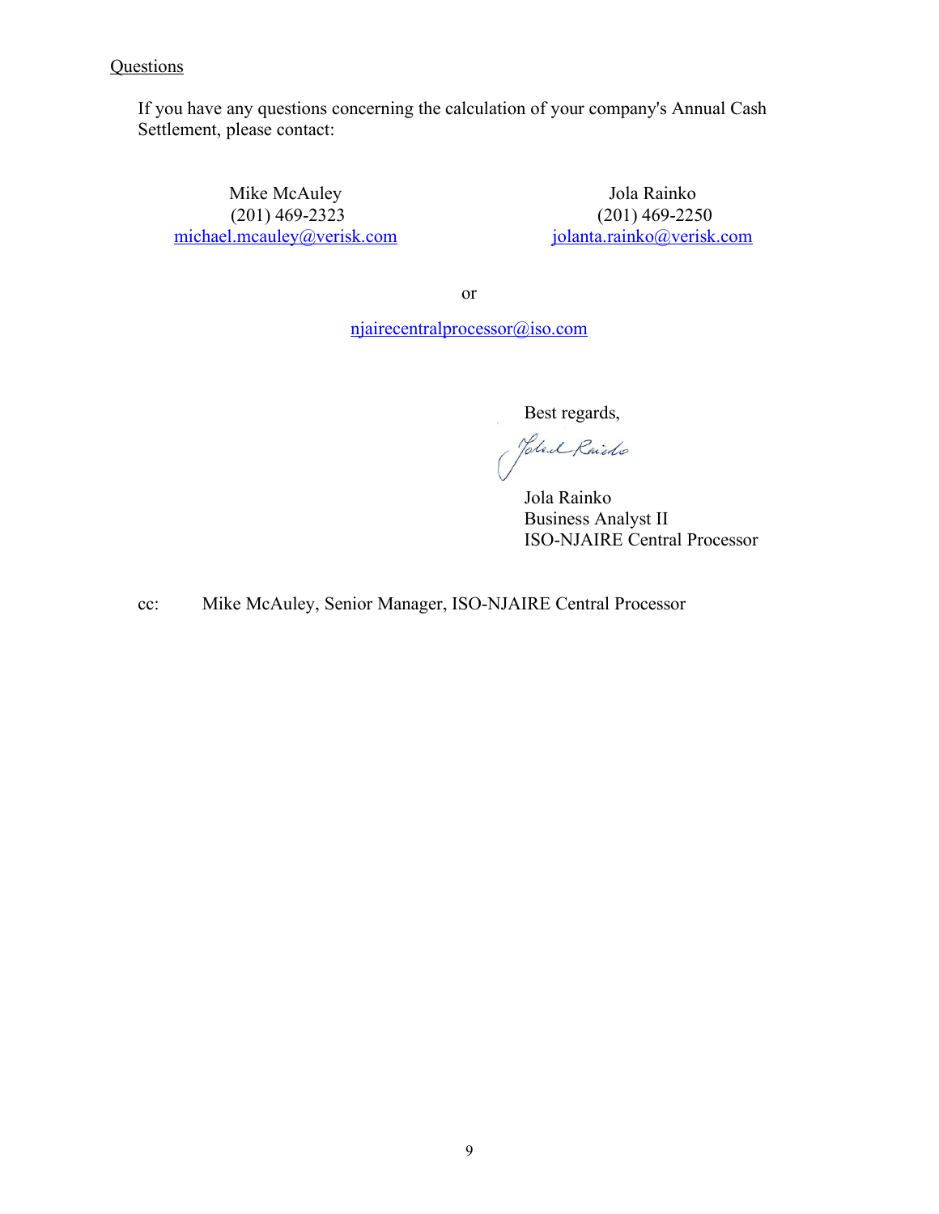<u>Questions</u>

If you have any questions concerning the calculation of your company's Annual Cash Settlement, please contact:

Mike McAuley
(201) 469-2323
michael.mcauley@verisk.com

Jola Rainko
(201) 469-2250
jolanta.rainko@verisk.com

or

njairecentralprocessor@iso.com

Best regards,

Jola Rainko
Business Analyst II
ISO-NJAIRE Central Processor

cc: Mike McAuley, Senior Manager, ISO-NJAIRE Central Processor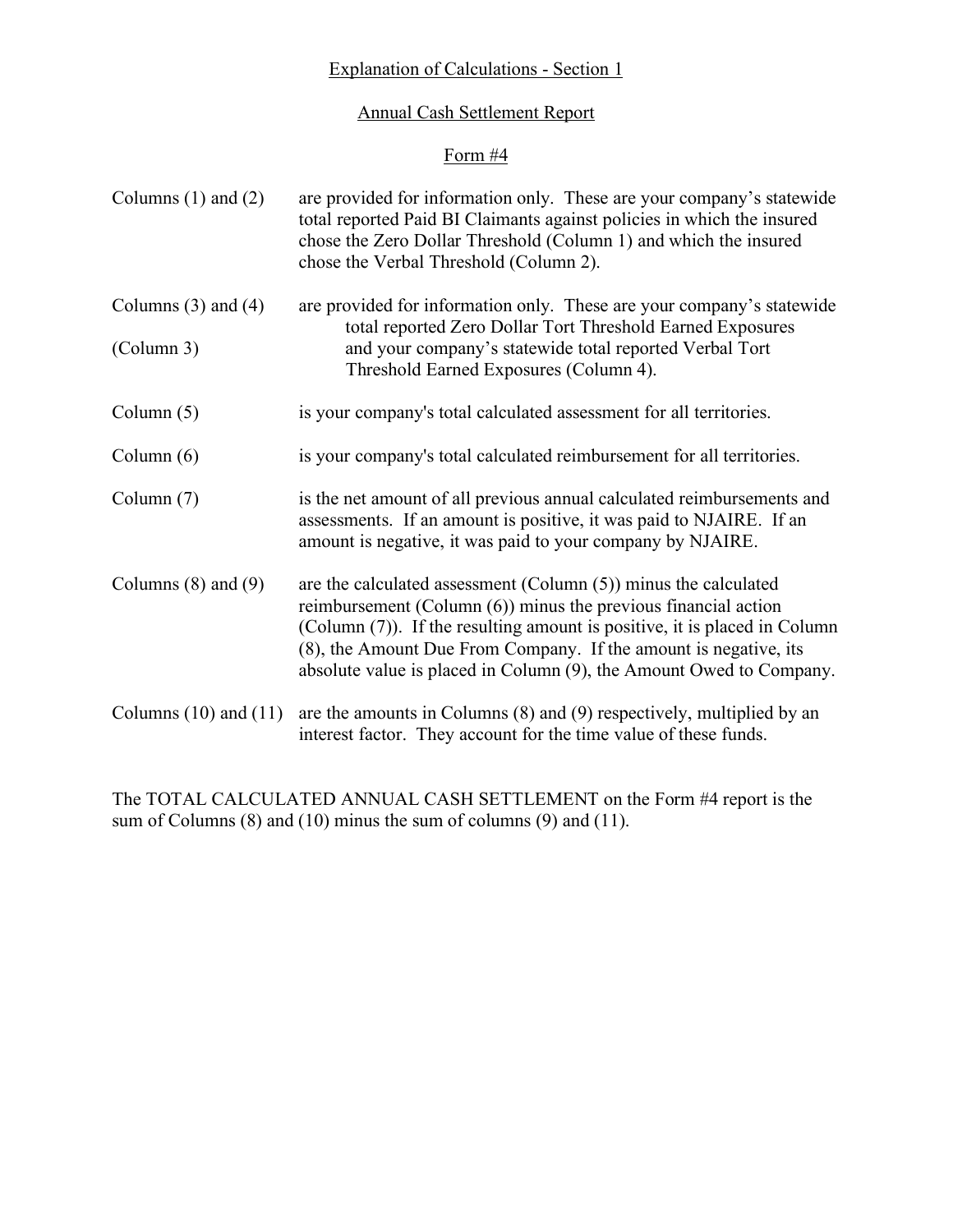# Explanation of Calculations - Section 1

## Annual Cash Settlement Report

### Form #4

Columns (1) and (2) are provided for information only. These are your company's statewide total reported Paid BI Claimants against policies in which the insured chose the Zero Dollar Threshold (Column 1) and which the insured chose the Verbal Threshold (Column 2).

Columns (3) and (4) are provided for information only. These are your company's statewide total reported Zero Dollar Tort Threshold Earned Exposures (Column 3) and your company's statewide total reported Verbal Tort Threshold Earned Exposures (Column 4).

Column (5) is your company's total calculated assessment for all territories.

Column (6) is your company's total calculated reimbursement for all territories.

Column (7) is the net amount of all previous annual calculated reimbursements and assessments. If an amount is positive, it was paid to NJAIRE. If an amount is negative, it was paid to your company by NJAIRE.

Columns (8) and (9) are the calculated assessment (Column (5)) minus the calculated reimbursement (Column (6)) minus the previous financial action (Column (7)). If the resulting amount is positive, it is placed in Column (8), the Amount Due From Company. If the amount is negative, its absolute value is placed in Column (9), the Amount Owed to Company.

Columns (10) and (11) are the amounts in Columns (8) and (9) respectively, multiplied by an interest factor. They account for the time value of these funds.

The TOTAL CALCULATED ANNUAL CASH SETTLEMENT on the Form #4 report is the sum of Columns (8) and (10) minus the sum of columns (9) and (11).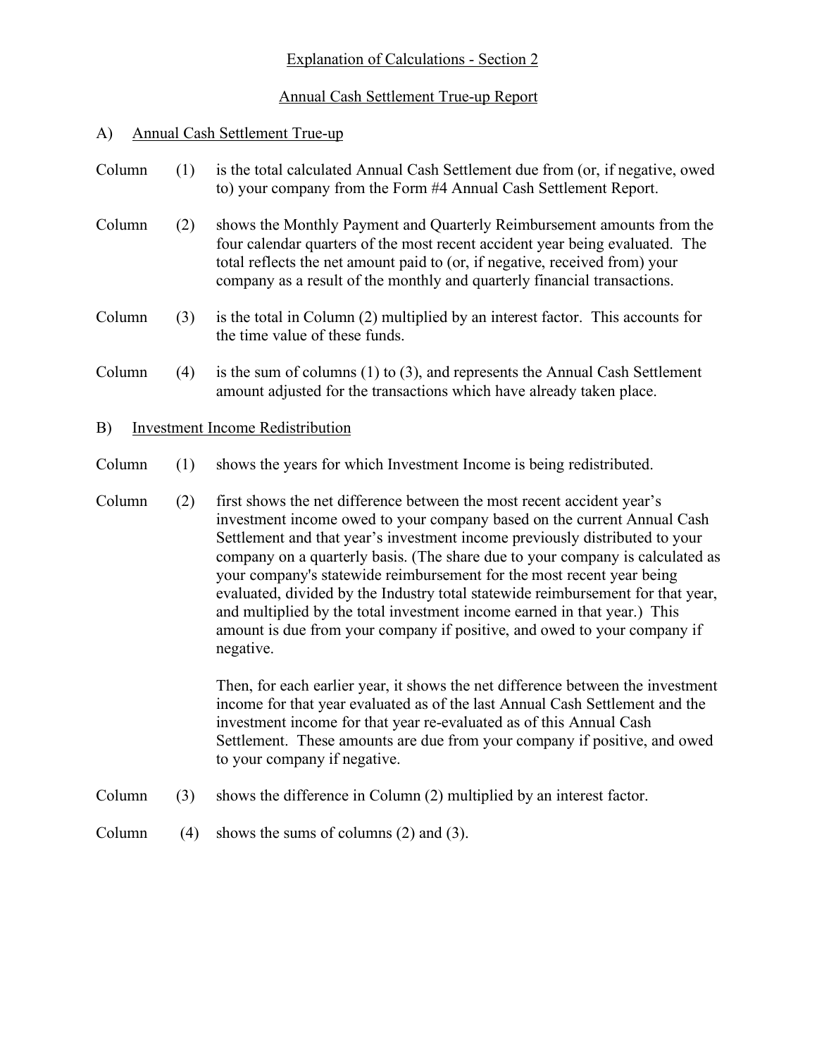## Explanation of Calculations - Section 2

### Annual Cash Settlement True-up Report

### A) Annual Cash Settlement True-up

Column (1) is the total calculated Annual Cash Settlement due from (or, if negative, owed to) your company from the Form #4 Annual Cash Settlement Report.

Column (2) shows the Monthly Payment and Quarterly Reimbursement amounts from the four calendar quarters of the most recent accident year being evaluated. The total reflects the net amount paid to (or, if negative, received from) your company as a result of the monthly and quarterly financial transactions.

Column (3) is the total in Column (2) multiplied by an interest factor. This accounts for the time value of these funds.

Column (4) is the sum of columns (1) to (3), and represents the Annual Cash Settlement amount adjusted for the transactions which have already taken place.

### B) Investment Income Redistribution

Column (1) shows the years for which Investment Income is being redistributed.

Column (2) first shows the net difference between the most recent accident year's investment income owed to your company based on the current Annual Cash Settlement and that year's investment income previously distributed to your company on a quarterly basis. (The share due to your company is calculated as your company's statewide reimbursement for the most recent year being evaluated, divided by the Industry total statewide reimbursement for that year, and multiplied by the total investment income earned in that year.) This amount is due from your company if positive, and owed to your company if negative.

Then, for each earlier year, it shows the net difference between the investment income for that year evaluated as of the last Annual Cash Settlement and the investment income for that year re-evaluated as of this Annual Cash Settlement. These amounts are due from your company if positive, and owed to your company if negative.

Column (3) shows the difference in Column (2) multiplied by an interest factor.

Column (4) shows the sums of columns (2) and (3).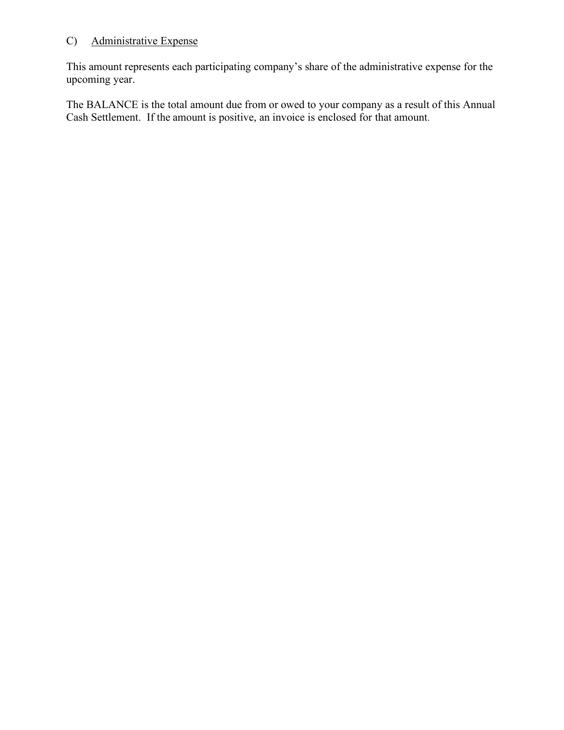C) <u>Administrative Expense</u>

This amount represents each participating company's share of the administrative expense for the upcoming year.

The BALANCE is the total amount due from or owed to your company as a result of this Annual Cash Settlement. If the amount is positive, an invoice is enclosed for that amount.